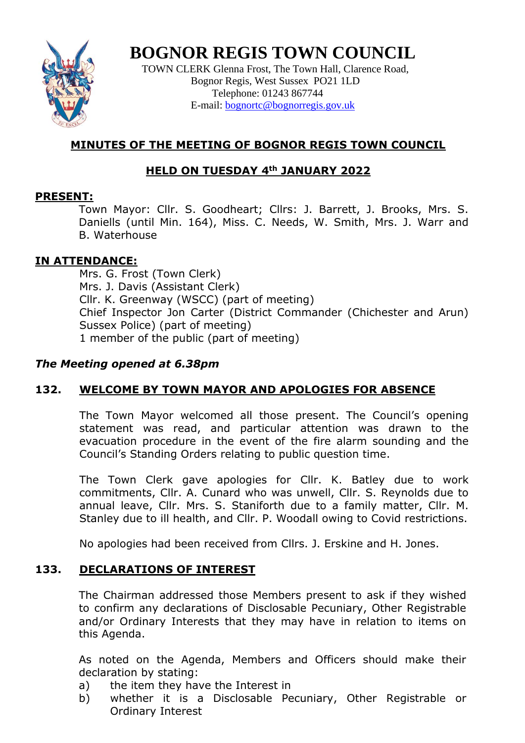# BOGNOR REGIS TOWN COUNCIL

TOWN CLERK Glenna Frost, The Town Hall, Clarence Road,
Bognor Regis, West Sussex PO21 1LD
Telephone: 01243 867744
E-mail: bognortc@bognorregis.gov.uk

## MINUTES OF THE MEETING OF BOGNOR REGIS TOWN COUNCIL

## HELD ON TUESDAY 4th JANUARY 2022

**PRESENT:**

Town Mayor: Cllr. S. Goodheart; Cllrs: J. Barrett, J. Brooks, Mrs. S. Daniells (until Min. 164), Miss. C. Needs, W. Smith, Mrs. J. Warr and B. Waterhouse

**IN ATTENDANCE:**

Mrs. G. Frost (Town Clerk)
Mrs. J. Davis (Assistant Clerk)
Cllr. K. Greenway (WSCC) (part of meeting)
Chief Inspector Jon Carter (District Commander (Chichester and Arun) Sussex Police) (part of meeting)
1 member of the public (part of meeting)

***The Meeting opened at 6.38pm***

### 132. WELCOME BY TOWN MAYOR AND APOLOGIES FOR ABSENCE

The Town Mayor welcomed all those present. The Council's opening statement was read, and particular attention was drawn to the evacuation procedure in the event of the fire alarm sounding and the Council's Standing Orders relating to public question time.

The Town Clerk gave apologies for Cllr. K. Batley due to work commitments, Cllr. A. Cunard who was unwell, Cllr. S. Reynolds due to annual leave, Cllr. Mrs. S. Staniforth due to a family matter, Cllr. M. Stanley due to ill health, and Cllr. P. Woodall owing to Covid restrictions.

No apologies had been received from Cllrs. J. Erskine and H. Jones.

### 133. DECLARATIONS OF INTEREST

The Chairman addressed those Members present to ask if they wished to confirm any declarations of Disclosable Pecuniary, Other Registrable and/or Ordinary Interests that they may have in relation to items on this Agenda.

As noted on the Agenda, Members and Officers should make their declaration by stating:

a) the item they have the Interest in
b) whether it is a Disclosable Pecuniary, Other Registrable or Ordinary Interest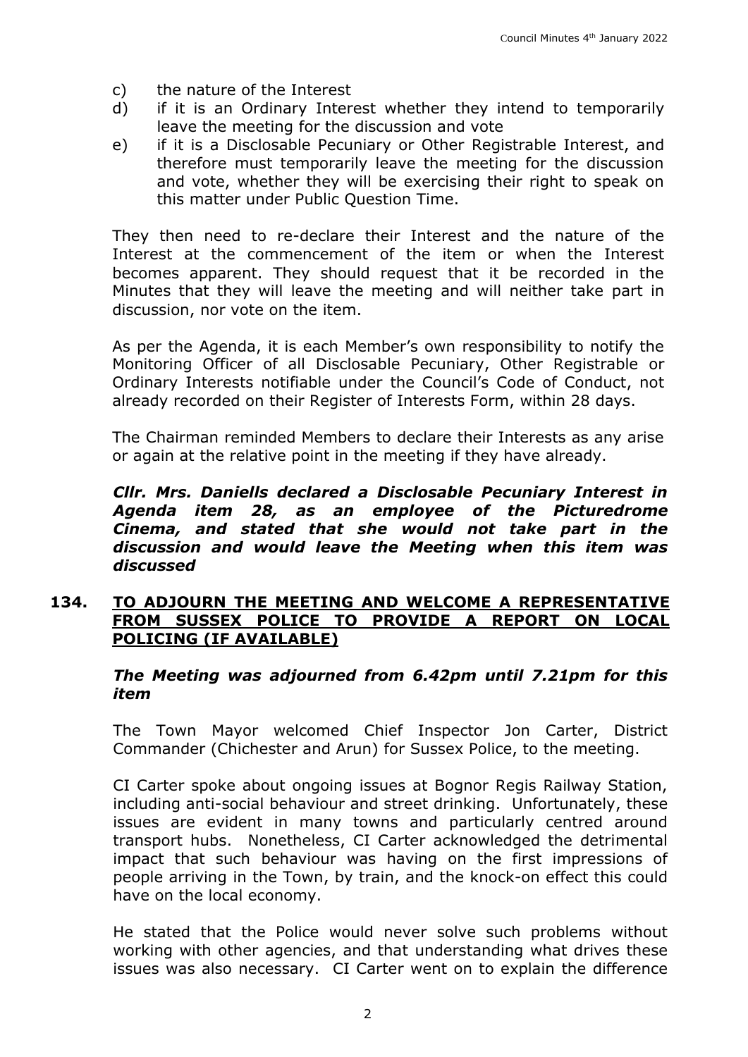c) the nature of the Interest
d) if it is an Ordinary Interest whether they intend to temporarily leave the meeting for the discussion and vote
e) if it is a Disclosable Pecuniary or Other Registrable Interest, and therefore must temporarily leave the meeting for the discussion and vote, whether they will be exercising their right to speak on this matter under Public Question Time.

They then need to re-declare their Interest and the nature of the Interest at the commencement of the item or when the Interest becomes apparent. They should request that it be recorded in the Minutes that they will leave the meeting and will neither take part in discussion, nor vote on the item.

As per the Agenda, it is each Member's own responsibility to notify the Monitoring Officer of all Disclosable Pecuniary, Other Registrable or Ordinary Interests notifiable under the Council's Code of Conduct, not already recorded on their Register of Interests Form, within 28 days.

The Chairman reminded Members to declare their Interests as any arise or again at the relative point in the meeting if they have already.

***Cllr. Mrs. Daniells declared a Disclosable Pecuniary Interest in Agenda item 28, as an employee of the Picturedrome Cinema, and stated that she would not take part in the discussion and would leave the Meeting when this item was discussed***

## 134. TO ADJOURN THE MEETING AND WELCOME A REPRESENTATIVE FROM SUSSEX POLICE TO PROVIDE A REPORT ON LOCAL POLICING (IF AVAILABLE)

***The Meeting was adjourned from 6.42pm until 7.21pm for this item***

The Town Mayor welcomed Chief Inspector Jon Carter, District Commander (Chichester and Arun) for Sussex Police, to the meeting.

CI Carter spoke about ongoing issues at Bognor Regis Railway Station, including anti-social behaviour and street drinking. Unfortunately, these issues are evident in many towns and particularly centred around transport hubs. Nonetheless, CI Carter acknowledged the detrimental impact that such behaviour was having on the first impressions of people arriving in the Town, by train, and the knock-on effect this could have on the local economy.

He stated that the Police would never solve such problems without working with other agencies, and that understanding what drives these issues was also necessary. CI Carter went on to explain the difference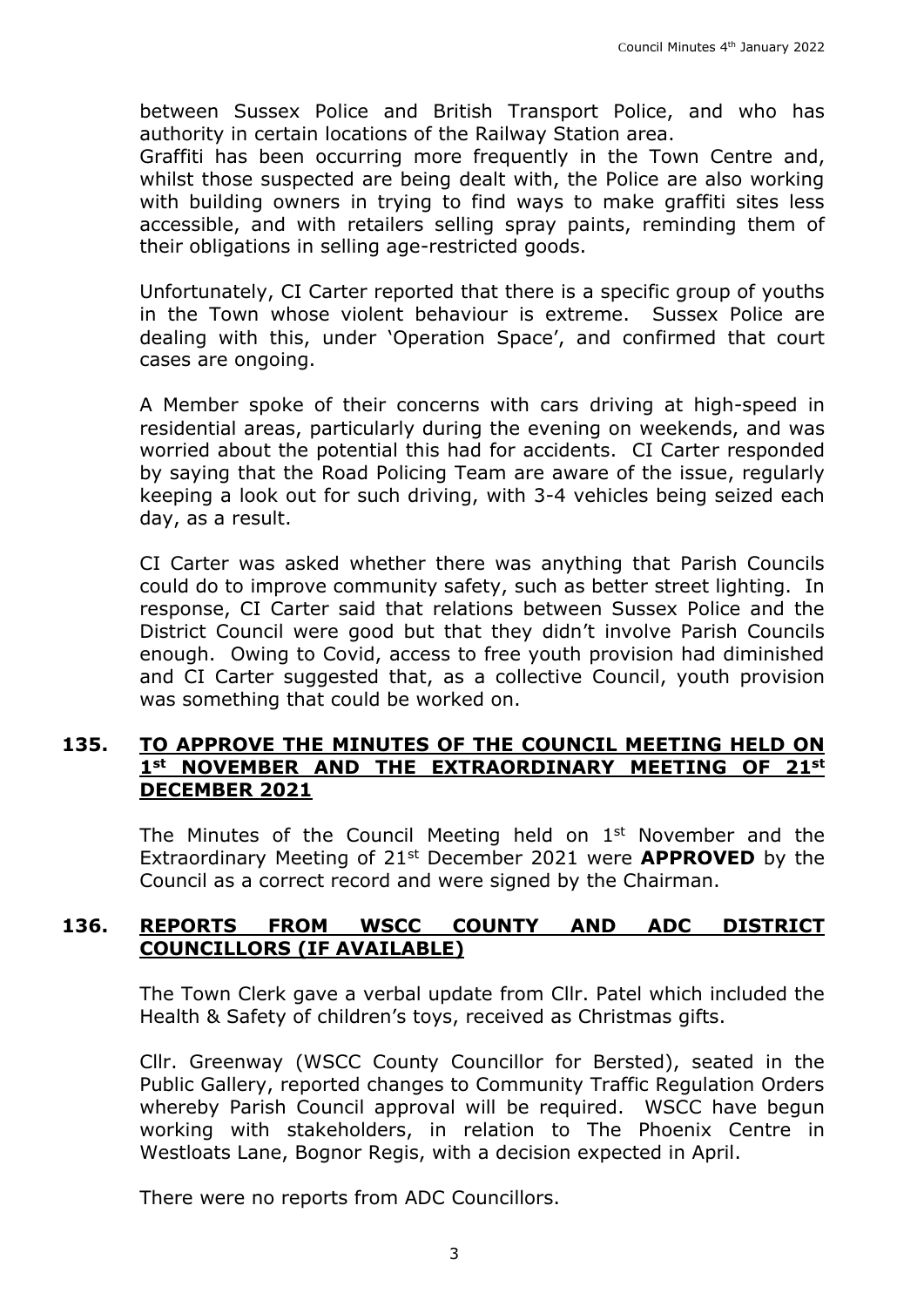between Sussex Police and British Transport Police, and who has authority in certain locations of the Railway Station area.

Graffiti has been occurring more frequently in the Town Centre and, whilst those suspected are being dealt with, the Police are also working with building owners in trying to find ways to make graffiti sites less accessible, and with retailers selling spray paints, reminding them of their obligations in selling age-restricted goods.

Unfortunately, CI Carter reported that there is a specific group of youths in the Town whose violent behaviour is extreme. Sussex Police are dealing with this, under 'Operation Space', and confirmed that court cases are ongoing.

A Member spoke of their concerns with cars driving at high-speed in residential areas, particularly during the evening on weekends, and was worried about the potential this had for accidents. CI Carter responded by saying that the Road Policing Team are aware of the issue, regularly keeping a look out for such driving, with 3-4 vehicles being seized each day, as a result.

CI Carter was asked whether there was anything that Parish Councils could do to improve community safety, such as better street lighting. In response, CI Carter said that relations between Sussex Police and the District Council were good but that they didn't involve Parish Councils enough. Owing to Covid, access to free youth provision had diminished and CI Carter suggested that, as a collective Council, youth provision was something that could be worked on.

## 135. TO APPROVE THE MINUTES OF THE COUNCIL MEETING HELD ON 1st NOVEMBER AND THE EXTRAORDINARY MEETING OF 21st DECEMBER 2021

The Minutes of the Council Meeting held on 1st November and the Extraordinary Meeting of 21st December 2021 were **APPROVED** by the Council as a correct record and were signed by the Chairman.

## 136. REPORTS FROM WSCC COUNTY AND ADC DISTRICT COUNCILLORS (IF AVAILABLE)

The Town Clerk gave a verbal update from Cllr. Patel which included the Health & Safety of children's toys, received as Christmas gifts.

Cllr. Greenway (WSCC County Councillor for Bersted), seated in the Public Gallery, reported changes to Community Traffic Regulation Orders whereby Parish Council approval will be required. WSCC have begun working with stakeholders, in relation to The Phoenix Centre in Westloats Lane, Bognor Regis, with a decision expected in April.

There were no reports from ADC Councillors.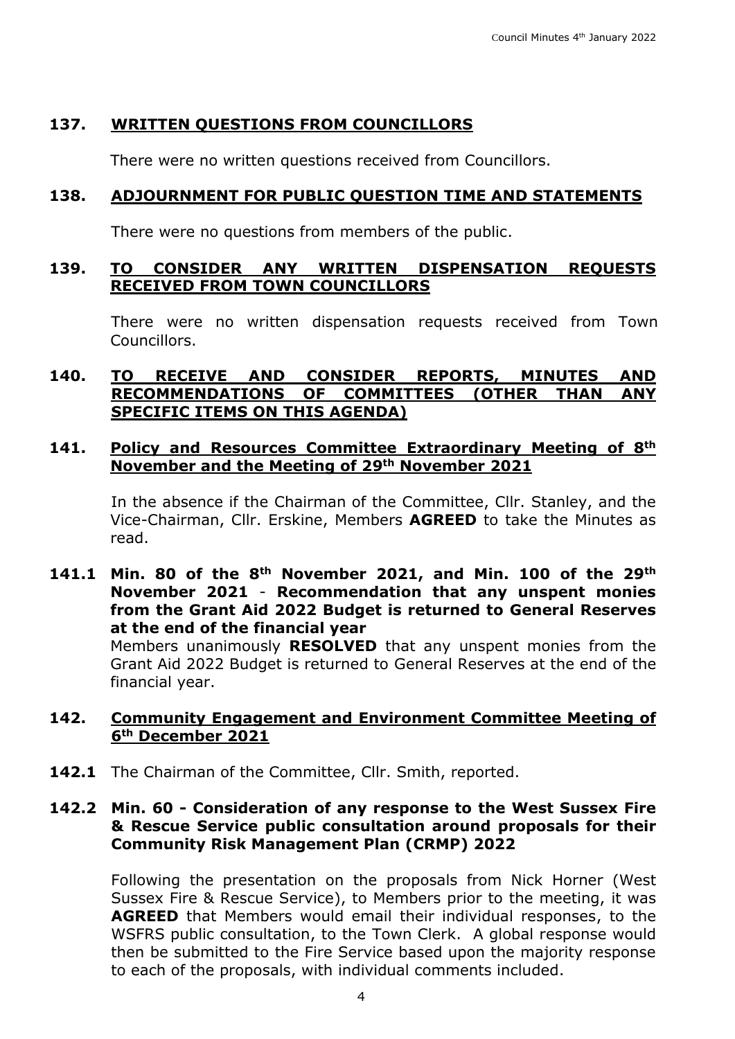## 137. WRITTEN QUESTIONS FROM COUNCILLORS

There were no written questions received from Councillors.

## 138. ADJOURNMENT FOR PUBLIC QUESTION TIME AND STATEMENTS

There were no questions from members of the public.

## 139. TO CONSIDER ANY WRITTEN DISPENSATION REQUESTS RECEIVED FROM TOWN COUNCILLORS

There were no written dispensation requests received from Town Councillors.

## 140. TO RECEIVE AND CONSIDER REPORTS, MINUTES AND RECOMMENDATIONS OF COMMITTEES (OTHER THAN ANY SPECIFIC ITEMS ON THIS AGENDA)

## 141. Policy and Resources Committee Extraordinary Meeting of 8th November and the Meeting of 29th November 2021

In the absence if the Chairman of the Committee, Cllr. Stanley, and the Vice-Chairman, Cllr. Erskine, Members **AGREED** to take the Minutes as read.

**141.1 Min. 80 of the 8th November 2021, and Min. 100 of the 29th November 2021 - Recommendation that any unspent monies from the Grant Aid 2022 Budget is returned to General Reserves at the end of the financial year**

Members unanimously **RESOLVED** that any unspent monies from the Grant Aid 2022 Budget is returned to General Reserves at the end of the financial year.

## 142. Community Engagement and Environment Committee Meeting of 6th December 2021

**142.1** The Chairman of the Committee, Cllr. Smith, reported.

**142.2 Min. 60 - Consideration of any response to the West Sussex Fire & Rescue Service public consultation around proposals for their Community Risk Management Plan (CRMP) 2022**

Following the presentation on the proposals from Nick Horner (West Sussex Fire & Rescue Service), to Members prior to the meeting, it was **AGREED** that Members would email their individual responses, to the WSFRS public consultation, to the Town Clerk. A global response would then be submitted to the Fire Service based upon the majority response to each of the proposals, with individual comments included.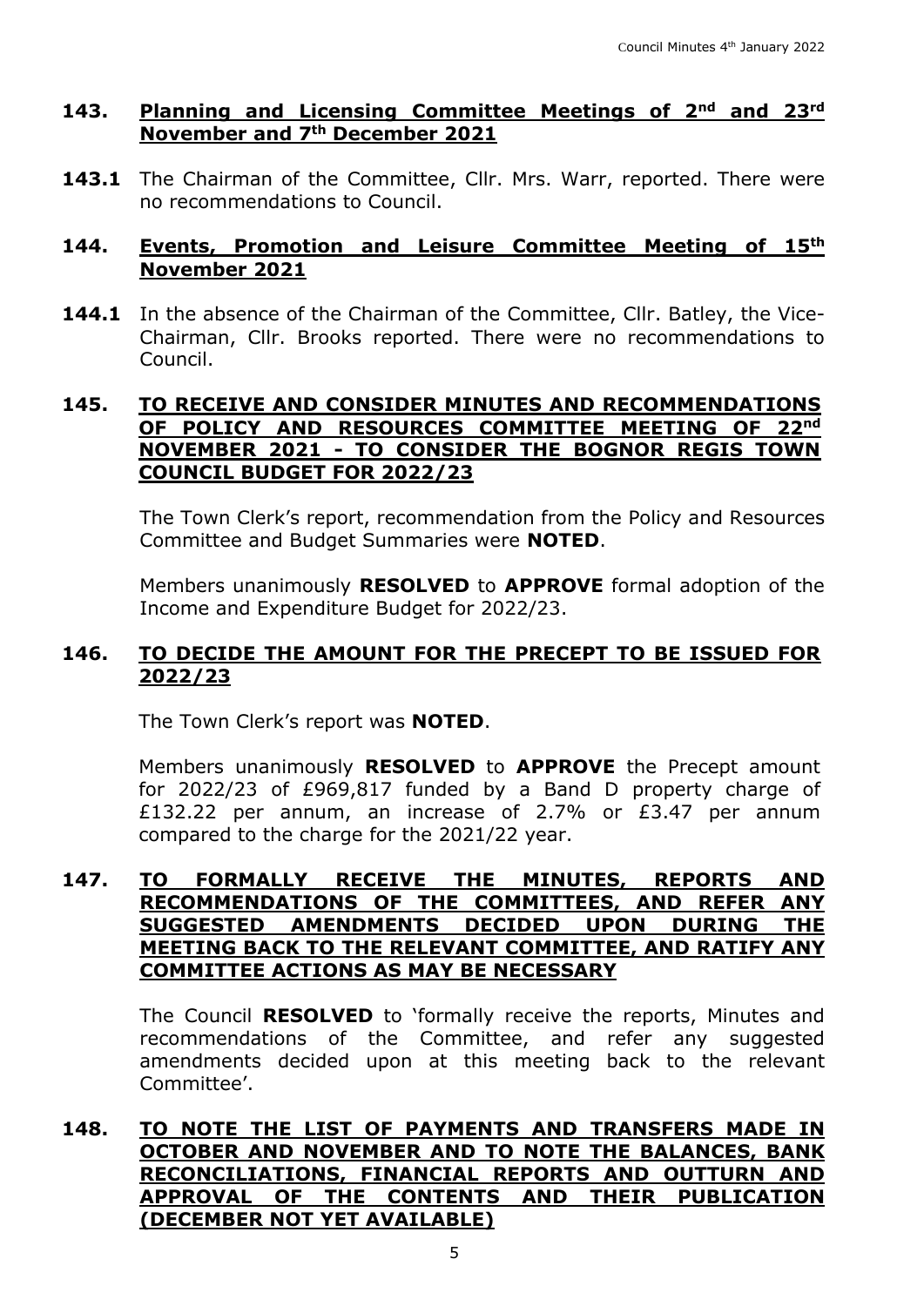## 143. Planning and Licensing Committee Meetings of 2nd and 23rd November and 7th December 2021

**143.1** The Chairman of the Committee, Cllr. Mrs. Warr, reported. There were no recommendations to Council.

## 144. Events, Promotion and Leisure Committee Meeting of 15th November 2021

**144.1** In the absence of the Chairman of the Committee, Cllr. Batley, the Vice-Chairman, Cllr. Brooks reported. There were no recommendations to Council.

## 145. TO RECEIVE AND CONSIDER MINUTES AND RECOMMENDATIONS OF POLICY AND RESOURCES COMMITTEE MEETING OF 22nd NOVEMBER 2021 - TO CONSIDER THE BOGNOR REGIS TOWN COUNCIL BUDGET FOR 2022/23

The Town Clerk's report, recommendation from the Policy and Resources Committee and Budget Summaries were **NOTED**.

Members unanimously **RESOLVED** to **APPROVE** formal adoption of the Income and Expenditure Budget for 2022/23.

## 146. TO DECIDE THE AMOUNT FOR THE PRECEPT TO BE ISSUED FOR 2022/23

The Town Clerk's report was **NOTED**.

Members unanimously **RESOLVED** to **APPROVE** the Precept amount for 2022/23 of £969,817 funded by a Band D property charge of £132.22 per annum, an increase of 2.7% or £3.47 per annum compared to the charge for the 2021/22 year.

## 147. TO FORMALLY RECEIVE THE MINUTES, REPORTS AND RECOMMENDATIONS OF THE COMMITTEES, AND REFER ANY SUGGESTED AMENDMENTS DECIDED UPON DURING THE MEETING BACK TO THE RELEVANT COMMITTEE, AND RATIFY ANY COMMITTEE ACTIONS AS MAY BE NECESSARY

The Council **RESOLVED** to 'formally receive the reports, Minutes and recommendations of the Committee, and refer any suggested amendments decided upon at this meeting back to the relevant Committee'.

## 148. TO NOTE THE LIST OF PAYMENTS AND TRANSFERS MADE IN OCTOBER AND NOVEMBER AND TO NOTE THE BALANCES, BANK RECONCILIATIONS, FINANCIAL REPORTS AND OUTTURN AND APPROVAL OF THE CONTENTS AND THEIR PUBLICATION (DECEMBER NOT YET AVAILABLE)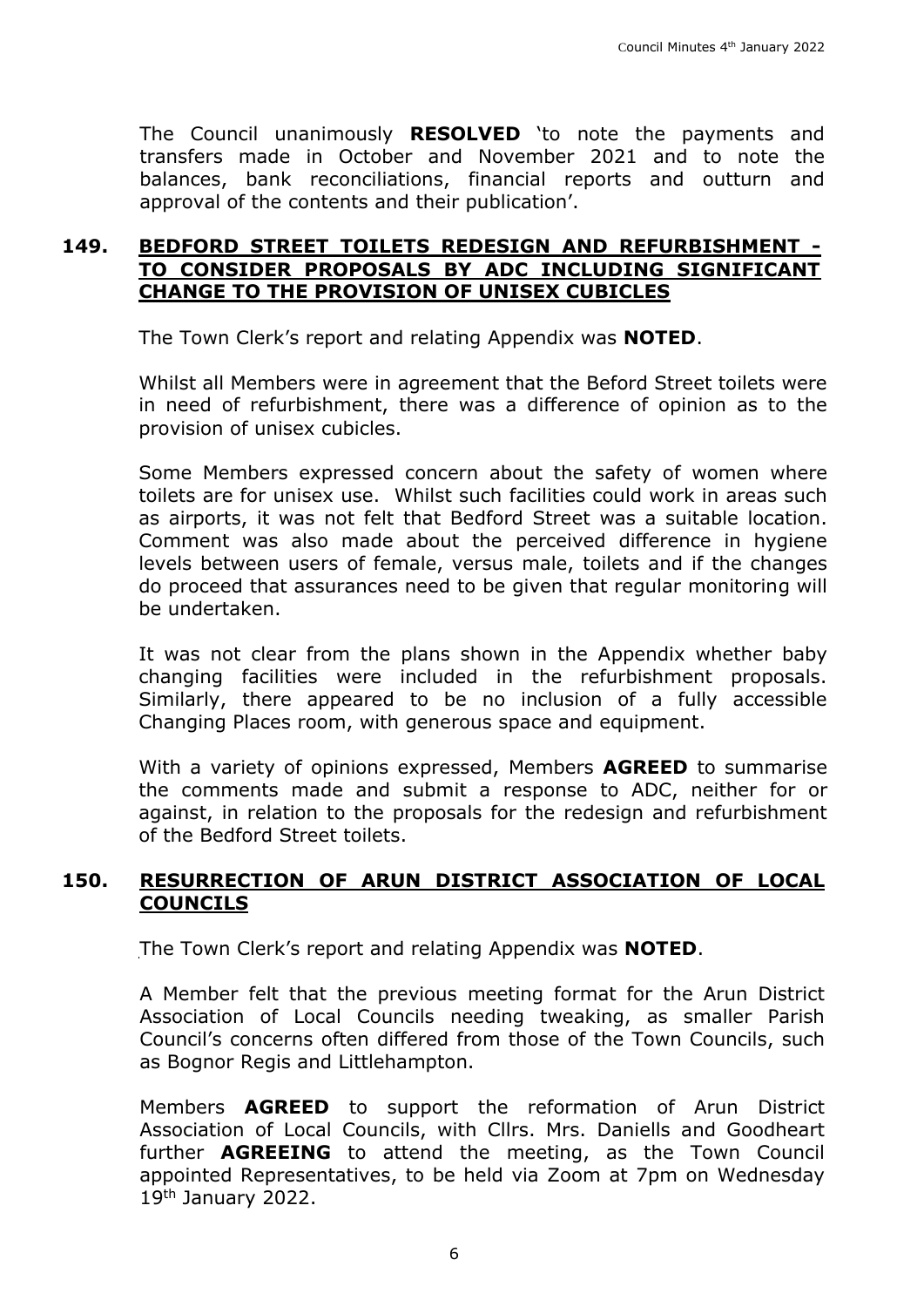The Council unanimously **RESOLVED** 'to note the payments and transfers made in October and November 2021 and to note the balances, bank reconciliations, financial reports and outturn and approval of the contents and their publication'.

## 149. BEDFORD STREET TOILETS REDESIGN AND REFURBISHMENT - TO CONSIDER PROPOSALS BY ADC INCLUDING SIGNIFICANT CHANGE TO THE PROVISION OF UNISEX CUBICLES

The Town Clerk's report and relating Appendix was **NOTED**.

Whilst all Members were in agreement that the Beford Street toilets were in need of refurbishment, there was a difference of opinion as to the provision of unisex cubicles.

Some Members expressed concern about the safety of women where toilets are for unisex use. Whilst such facilities could work in areas such as airports, it was not felt that Bedford Street was a suitable location. Comment was also made about the perceived difference in hygiene levels between users of female, versus male, toilets and if the changes do proceed that assurances need to be given that regular monitoring will be undertaken.

It was not clear from the plans shown in the Appendix whether baby changing facilities were included in the refurbishment proposals. Similarly, there appeared to be no inclusion of a fully accessible Changing Places room, with generous space and equipment.

With a variety of opinions expressed, Members **AGREED** to summarise the comments made and submit a response to ADC, neither for or against, in relation to the proposals for the redesign and refurbishment of the Bedford Street toilets.

## 150. RESURRECTION OF ARUN DISTRICT ASSOCIATION OF LOCAL COUNCILS

The Town Clerk's report and relating Appendix was **NOTED**.

A Member felt that the previous meeting format for the Arun District Association of Local Councils needing tweaking, as smaller Parish Council's concerns often differed from those of the Town Councils, such as Bognor Regis and Littlehampton.

Members **AGREED** to support the reformation of Arun District Association of Local Councils, with Cllrs. Mrs. Daniells and Goodheart further **AGREEING** to attend the meeting, as the Town Council appointed Representatives, to be held via Zoom at 7pm on Wednesday 19th January 2022.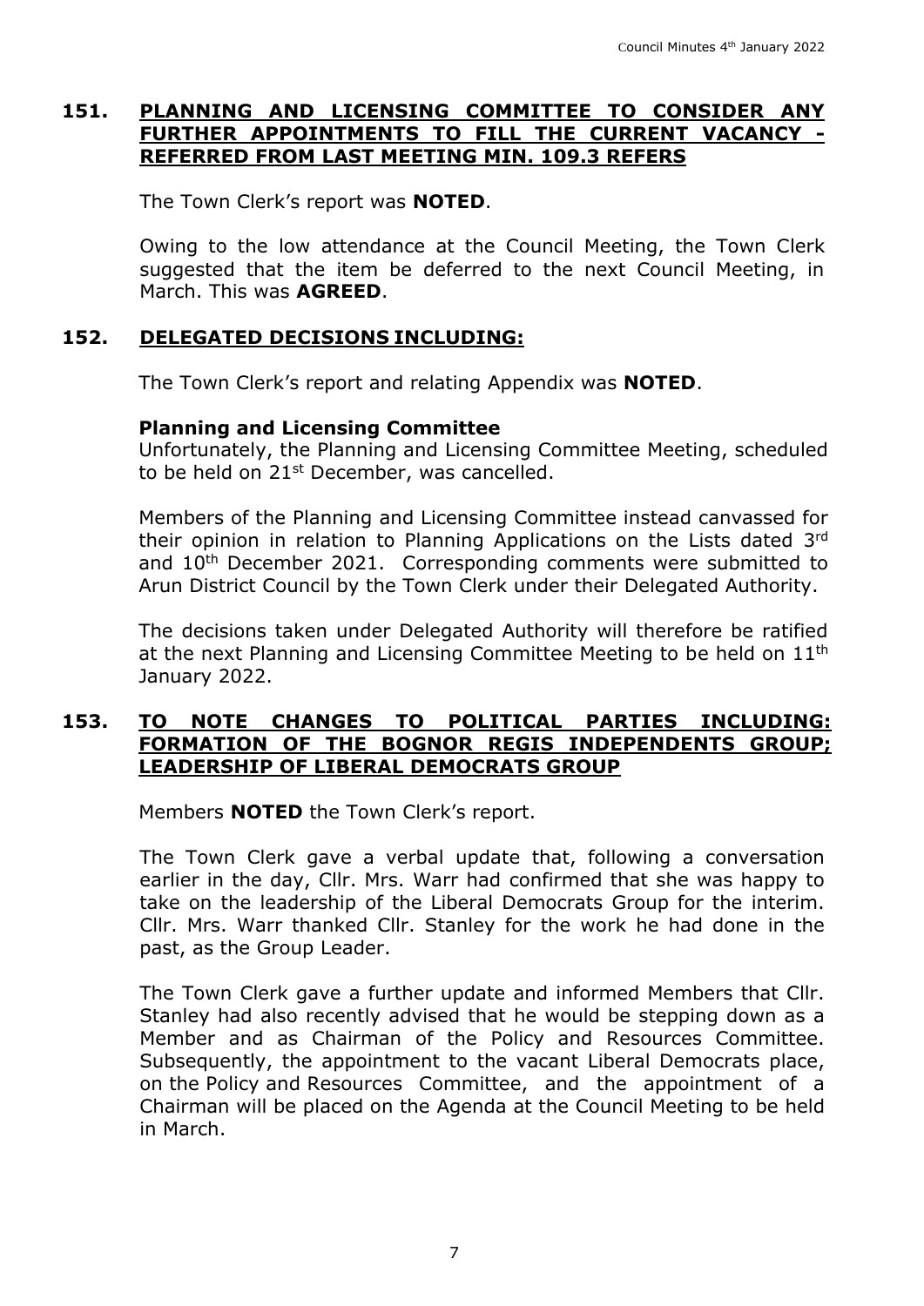## 151. PLANNING AND LICENSING COMMITTEE TO CONSIDER ANY FURTHER APPOINTMENTS TO FILL THE CURRENT VACANCY - REFERRED FROM LAST MEETING MIN. 109.3 REFERS

The Town Clerk's report was **NOTED**.

Owing to the low attendance at the Council Meeting, the Town Clerk suggested that the item be deferred to the next Council Meeting, in March. This was **AGREED**.

## 152. DELEGATED DECISIONS INCLUDING:

The Town Clerk's report and relating Appendix was **NOTED**.

**Planning and Licensing Committee**

Unfortunately, the Planning and Licensing Committee Meeting, scheduled to be held on 21st December, was cancelled.

Members of the Planning and Licensing Committee instead canvassed for their opinion in relation to Planning Applications on the Lists dated 3rd and 10th December 2021. Corresponding comments were submitted to Arun District Council by the Town Clerk under their Delegated Authority.

The decisions taken under Delegated Authority will therefore be ratified at the next Planning and Licensing Committee Meeting to be held on 11th January 2022.

## 153. TO NOTE CHANGES TO POLITICAL PARTIES INCLUDING: FORMATION OF THE BOGNOR REGIS INDEPENDENTS GROUP; LEADERSHIP OF LIBERAL DEMOCRATS GROUP

Members **NOTED** the Town Clerk's report.

The Town Clerk gave a verbal update that, following a conversation earlier in the day, Cllr. Mrs. Warr had confirmed that she was happy to take on the leadership of the Liberal Democrats Group for the interim. Cllr. Mrs. Warr thanked Cllr. Stanley for the work he had done in the past, as the Group Leader.

The Town Clerk gave a further update and informed Members that Cllr. Stanley had also recently advised that he would be stepping down as a Member and as Chairman of the Policy and Resources Committee. Subsequently, the appointment to the vacant Liberal Democrats place, on the Policy and Resources Committee, and the appointment of a Chairman will be placed on the Agenda at the Council Meeting to be held in March.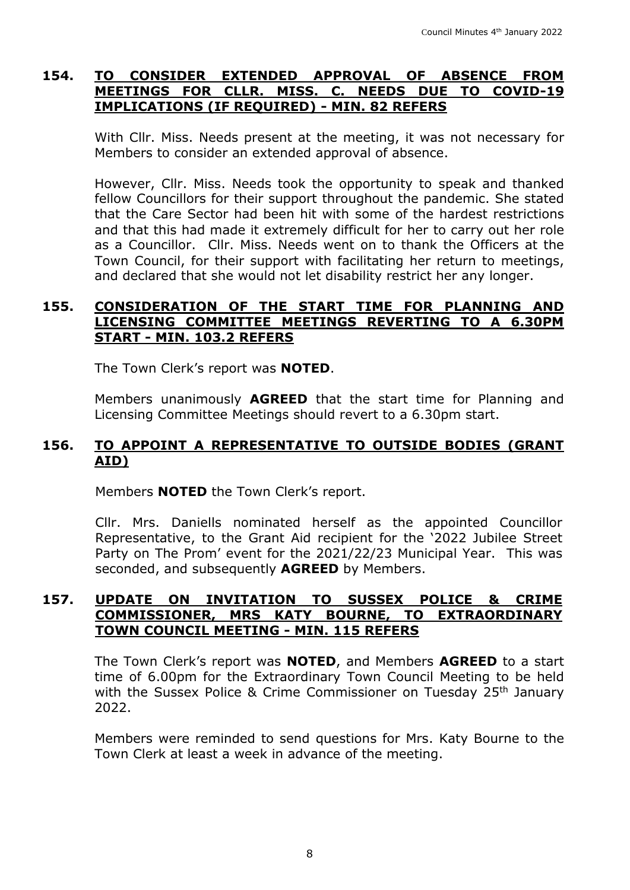## 154. TO CONSIDER EXTENDED APPROVAL OF ABSENCE FROM MEETINGS FOR CLLR. MISS. C. NEEDS DUE TO COVID-19 IMPLICATIONS (IF REQUIRED) - MIN. 82 REFERS

With Cllr. Miss. Needs present at the meeting, it was not necessary for Members to consider an extended approval of absence.

However, Cllr. Miss. Needs took the opportunity to speak and thanked fellow Councillors for their support throughout the pandemic. She stated that the Care Sector had been hit with some of the hardest restrictions and that this had made it extremely difficult for her to carry out her role as a Councillor. Cllr. Miss. Needs went on to thank the Officers at the Town Council, for their support with facilitating her return to meetings, and declared that she would not let disability restrict her any longer.

## 155. CONSIDERATION OF THE START TIME FOR PLANNING AND LICENSING COMMITTEE MEETINGS REVERTING TO A 6.30PM START - MIN. 103.2 REFERS

The Town Clerk's report was **NOTED**.

Members unanimously **AGREED** that the start time for Planning and Licensing Committee Meetings should revert to a 6.30pm start.

## 156. TO APPOINT A REPRESENTATIVE TO OUTSIDE BODIES (GRANT AID)

Members **NOTED** the Town Clerk's report.

Cllr. Mrs. Daniells nominated herself as the appointed Councillor Representative, to the Grant Aid recipient for the '2022 Jubilee Street Party on The Prom' event for the 2021/22/23 Municipal Year. This was seconded, and subsequently **AGREED** by Members.

## 157. UPDATE ON INVITATION TO SUSSEX POLICE & CRIME COMMISSIONER, MRS KATY BOURNE, TO EXTRAORDINARY TOWN COUNCIL MEETING - MIN. 115 REFERS

The Town Clerk's report was **NOTED**, and Members **AGREED** to a start time of 6.00pm for the Extraordinary Town Council Meeting to be held with the Sussex Police & Crime Commissioner on Tuesday 25th January 2022.

Members were reminded to send questions for Mrs. Katy Bourne to the Town Clerk at least a week in advance of the meeting.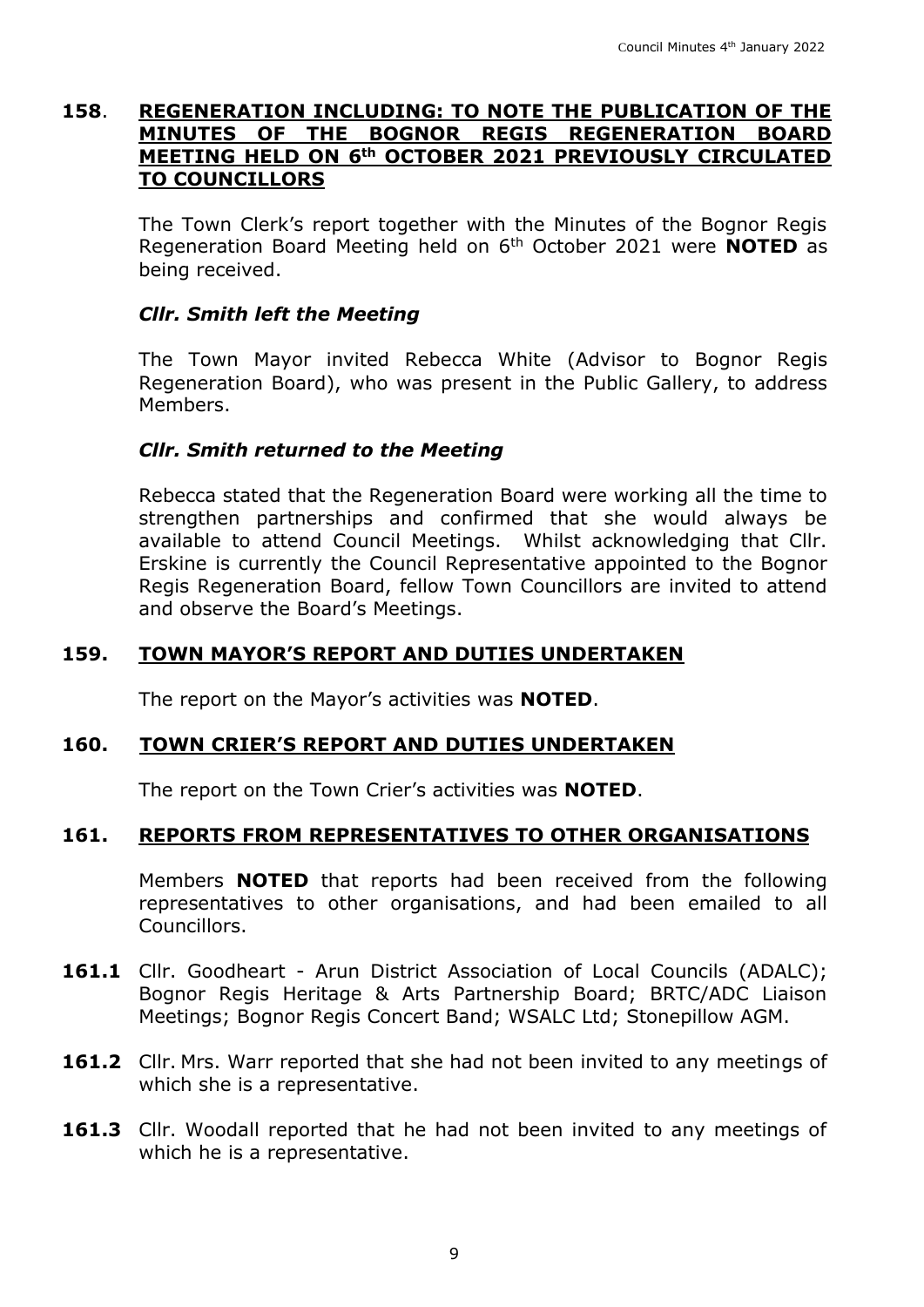## 158. REGENERATION INCLUDING: TO NOTE THE PUBLICATION OF THE MINUTES OF THE BOGNOR REGIS REGENERATION BOARD MEETING HELD ON 6th OCTOBER 2021 PREVIOUSLY CIRCULATED TO COUNCILLORS

The Town Clerk's report together with the Minutes of the Bognor Regis Regeneration Board Meeting held on 6th October 2021 were **NOTED** as being received.

***Cllr. Smith left the Meeting***

The Town Mayor invited Rebecca White (Advisor to Bognor Regis Regeneration Board), who was present in the Public Gallery, to address Members.

***Cllr. Smith returned to the Meeting***

Rebecca stated that the Regeneration Board were working all the time to strengthen partnerships and confirmed that she would always be available to attend Council Meetings. Whilst acknowledging that Cllr. Erskine is currently the Council Representative appointed to the Bognor Regis Regeneration Board, fellow Town Councillors are invited to attend and observe the Board's Meetings.

## 159. TOWN MAYOR'S REPORT AND DUTIES UNDERTAKEN

The report on the Mayor's activities was **NOTED**.

## 160. TOWN CRIER'S REPORT AND DUTIES UNDERTAKEN

The report on the Town Crier's activities was **NOTED**.

## 161. REPORTS FROM REPRESENTATIVES TO OTHER ORGANISATIONS

Members **NOTED** that reports had been received from the following representatives to other organisations, and had been emailed to all Councillors.

**161.1** Cllr. Goodheart - Arun District Association of Local Councils (ADALC); Bognor Regis Heritage & Arts Partnership Board; BRTC/ADC Liaison Meetings; Bognor Regis Concert Band; WSALC Ltd; Stonepillow AGM.

**161.2** Cllr. Mrs. Warr reported that she had not been invited to any meetings of which she is a representative.

**161.3** Cllr. Woodall reported that he had not been invited to any meetings of which he is a representative.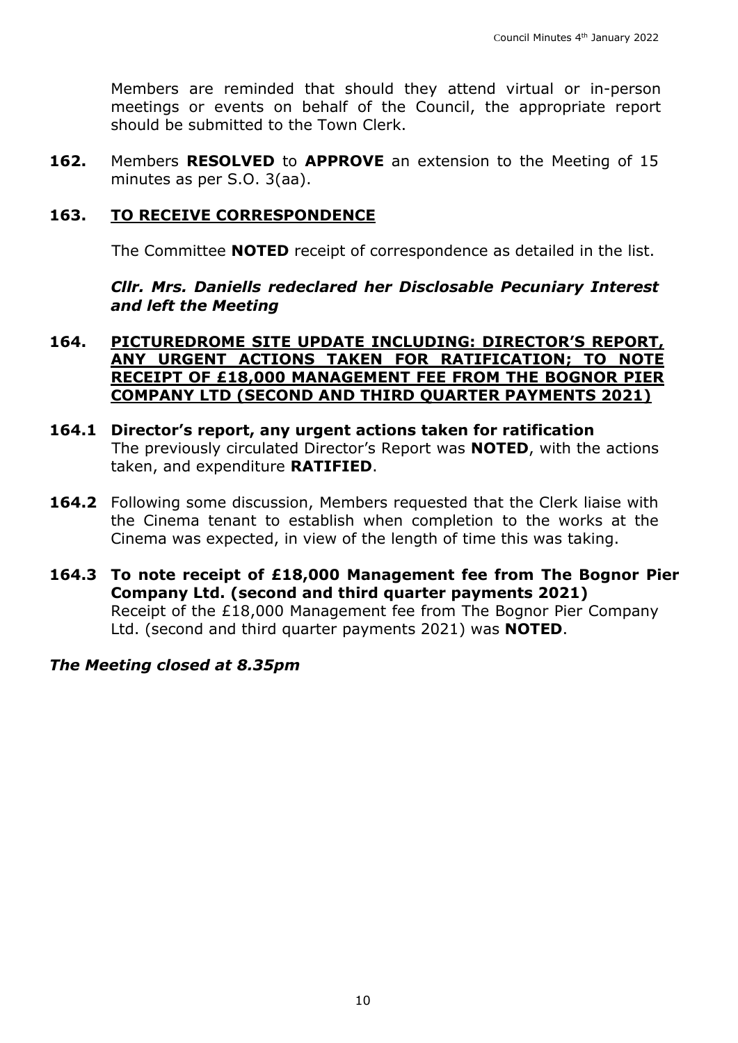Members are reminded that should they attend virtual or in-person meetings or events on behalf of the Council, the appropriate report should be submitted to the Town Clerk.

**162.** Members **RESOLVED** to **APPROVE** an extension to the Meeting of 15 minutes as per S.O. 3(aa).

## 163. TO RECEIVE CORRESPONDENCE

The Committee **NOTED** receipt of correspondence as detailed in the list.

***Cllr. Mrs. Daniells redeclared her Disclosable Pecuniary Interest and left the Meeting***

## 164. PICTUREDROME SITE UPDATE INCLUDING: DIRECTOR'S REPORT, ANY URGENT ACTIONS TAKEN FOR RATIFICATION; TO NOTE RECEIPT OF £18,000 MANAGEMENT FEE FROM THE BOGNOR PIER COMPANY LTD (SECOND AND THIRD QUARTER PAYMENTS 2021)

**164.1 Director's report, any urgent actions taken for ratification**
The previously circulated Director's Report was **NOTED**, with the actions taken, and expenditure **RATIFIED**.

**164.2** Following some discussion, Members requested that the Clerk liaise with the Cinema tenant to establish when completion to the works at the Cinema was expected, in view of the length of time this was taking.

**164.3 To note receipt of £18,000 Management fee from The Bognor Pier Company Ltd. (second and third quarter payments 2021)**
Receipt of the £18,000 Management fee from The Bognor Pier Company Ltd. (second and third quarter payments 2021) was **NOTED**.

***The Meeting closed at 8.35pm***